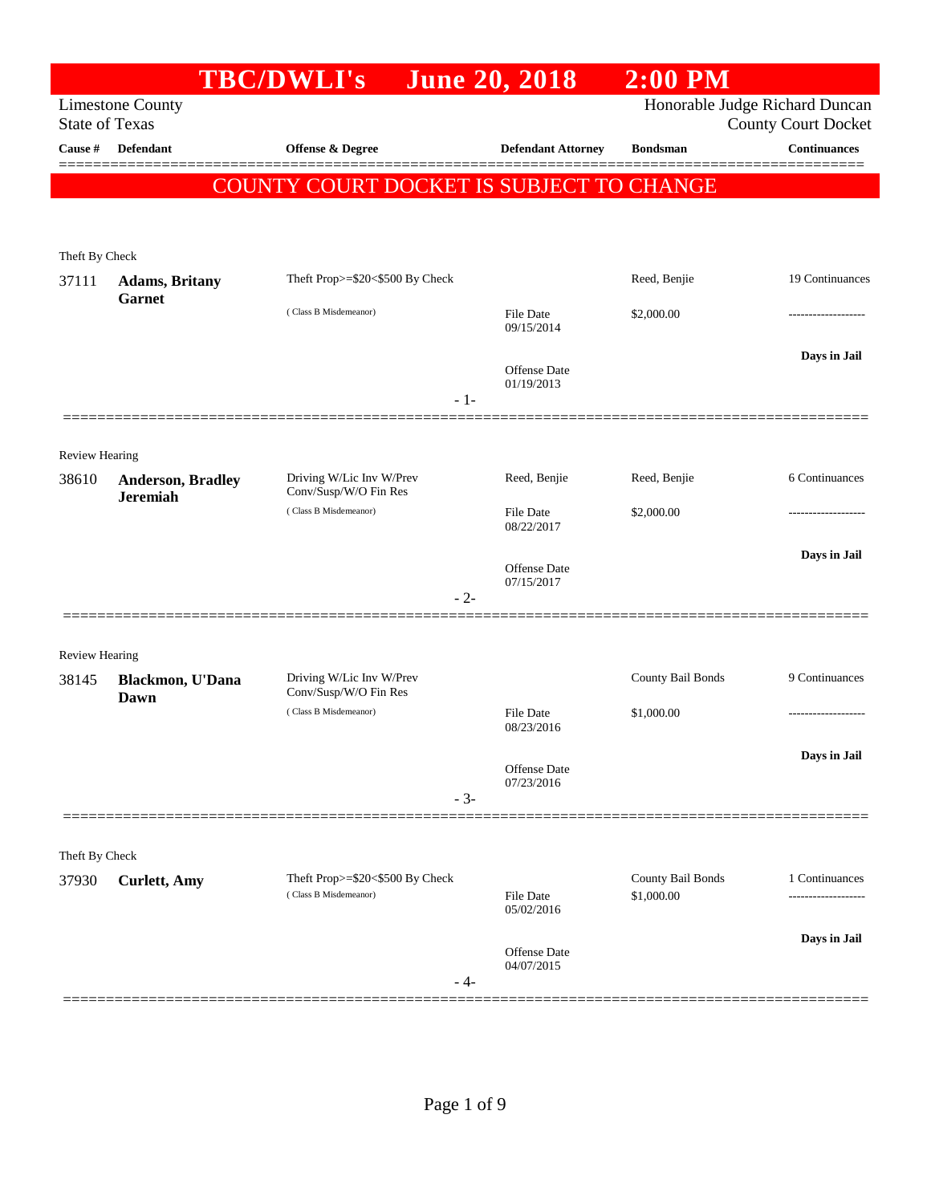# TBC/DWLI's June 20, 2018 2:00 PM

Limestone County
State of Texas

Honorable Judge Richard Duncan
County Court Docket

**COUNTY COURT DOCKET IS SUBJECT TO CHANGE**

| Cause # | Defendant | Offense & Degree | Defendant Attorney | Bondsman | Continuances |
|---|---|---|---|---|---|
| **Theft By Check** | | | | | |
| 37111 | **Adams, Britany Garnet** | Theft Prop>=$20<$500 By Check (Class B Misdemeanor) | File Date 09/15/2014; Offense Date 01/19/2013 | Reed, Benjie; $2,000.00 | 19 Continuances; Days in Jail |
| | | | | | - 1- |
| **Review Hearing** | | | | | |
| 38610 | **Anderson, Bradley Jeremiah** | Driving W/Lic Inv W/Prev Conv/Susp/W/O Fin Res (Class B Misdemeanor) | Reed, Benjie; File Date 08/22/2017; Offense Date 07/15/2017 | Reed, Benjie; $2,000.00 | 6 Continuances; Days in Jail |
| | | | | | - 2- |
| **Review Hearing** | | | | | |
| 38145 | **Blackmon, U'Dana Dawn** | Driving W/Lic Inv W/Prev Conv/Susp/W/O Fin Res (Class B Misdemeanor) | File Date 08/23/2016; Offense Date 07/23/2016 | County Bail Bonds; $1,000.00 | 9 Continuances; Days in Jail |
| | | | | | - 3- |
| **Theft By Check** | | | | | |
| 37930 | **Curlett, Amy** | Theft Prop>=$20<$500 By Check (Class B Misdemeanor) | File Date 05/02/2016; Offense Date 04/07/2015 | County Bail Bonds; $1,000.00 | 1 Continuances; Days in Jail |
| | | | | | - 4- |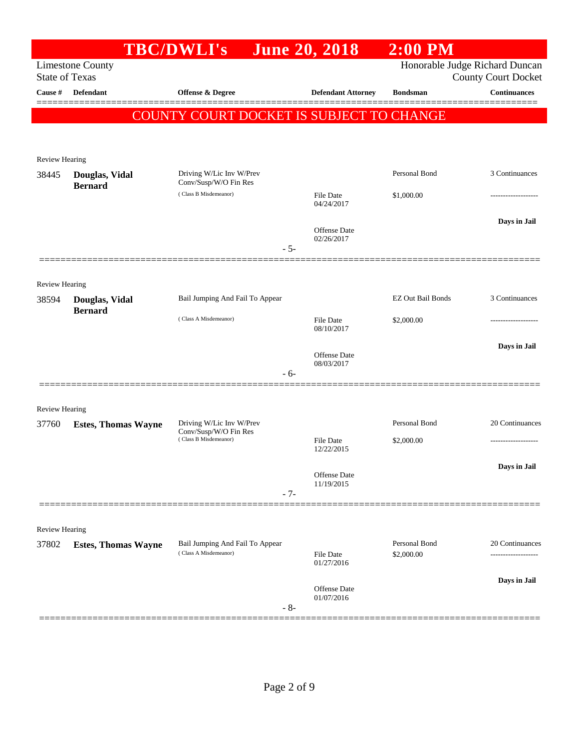# TBC/DWLI's June 20, 2018 2:00 PM

Limestone County
State of Texas

Honorable Judge Richard Duncan
County Court Docket

| Cause # | Defendant | Offense & Degree | Defendant Attorney | Bondsman | Continuances |
|---|---|---|---|---|---|

**COUNTY COURT DOCKET IS SUBJECT TO CHANGE**

Review Hearing

| Cause # | Defendant | Offense & Degree | Defendant Attorney | Bondsman | Continuances |
|---|---|---|---|---|---|
| 38445 | **Douglas, Vidal Bernard** | Driving W/Lic Inv W/Prev Conv/Susp/W/O Fin Res (Class B Misdemeanor) | File Date 04/24/2017<br>Offense Date 02/26/2017 | Personal Bond<br>$1,000.00 | 3 Continuances<br>-------------------<br>**Days in Jail** |

- 5-

Review Hearing

| Cause # | Defendant | Offense & Degree | Defendant Attorney | Bondsman | Continuances |
|---|---|---|---|---|---|
| 38594 | **Douglas, Vidal Bernard** | Bail Jumping And Fail To Appear (Class A Misdemeanor) | File Date 08/10/2017<br>Offense Date 08/03/2017 | EZ Out Bail Bonds<br>$2,000.00 | 3 Continuances<br>-------------------<br>**Days in Jail** |

- 6-

Review Hearing

| Cause # | Defendant | Offense & Degree | Defendant Attorney | Bondsman | Continuances |
|---|---|---|---|---|---|
| 37760 | **Estes, Thomas Wayne** | Driving W/Lic Inv W/Prev Conv/Susp/W/O Fin Res (Class B Misdemeanor) | File Date 12/22/2015<br>Offense Date 11/19/2015 | Personal Bond<br>$2,000.00 | 20 Continuances<br>-------------------<br>**Days in Jail** |

- 7-

Review Hearing

| Cause # | Defendant | Offense & Degree | Defendant Attorney | Bondsman | Continuances |
|---|---|---|---|---|---|
| 37802 | **Estes, Thomas Wayne** | Bail Jumping And Fail To Appear (Class A Misdemeanor) | File Date 01/27/2016<br>Offense Date 01/07/2016 | Personal Bond<br>$2,000.00 | 20 Continuances<br>-------------------<br>**Days in Jail** |

- 8-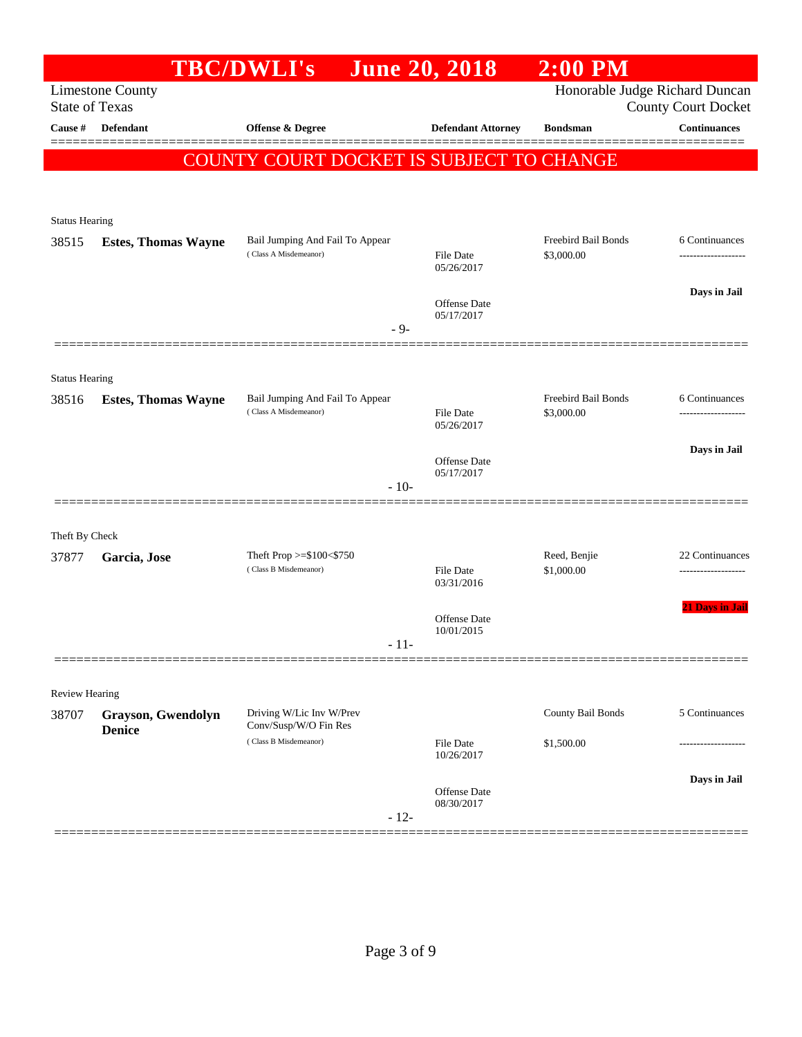# TBC/DWLI's June 20, 2018 2:00 PM

Limestone County
State of Texas

Honorable Judge Richard Duncan
County Court Docket

| Cause # | Defendant | Offense & Degree | Defendant Attorney | Bondsman | Continuances |
|---|---|---|---|---|---|

**COUNTY COURT DOCKET IS SUBJECT TO CHANGE**

---

Status Hearing

| Cause # | Defendant | Offense & Degree | Defendant Attorney | Bondsman | Continuances |
|---|---|---|---|---|---|
| 38515 | **Estes, Thomas Wayne** | Bail Jumping And Fail To Appear (Class A Misdemeanor) | File Date 05/26/2017<br>Offense Date 05/17/2017 | Freebird Bail Bonds<br>$3,000.00 | 6 Continuances<br>Days in Jail |

- 9-

---

Status Hearing

| Cause # | Defendant | Offense & Degree | Defendant Attorney | Bondsman | Continuances |
|---|---|---|---|---|---|
| 38516 | **Estes, Thomas Wayne** | Bail Jumping And Fail To Appear (Class A Misdemeanor) | File Date 05/26/2017<br>Offense Date 05/17/2017 | Freebird Bail Bonds<br>$3,000.00 | 6 Continuances<br>Days in Jail |

- 10-

---

Theft By Check

| Cause # | Defendant | Offense & Degree | Defendant Attorney | Bondsman | Continuances |
|---|---|---|---|---|---|
| 37877 | **Garcia, Jose** | Theft Prop >=$100<$750 (Class B Misdemeanor) | File Date 03/31/2016<br>Offense Date 10/01/2015 | Reed, Benjie<br>$1,000.00 | 22 Continuances<br>21 Days in Jail |

- 11-

---

Review Hearing

| Cause # | Defendant | Offense & Degree | Defendant Attorney | Bondsman | Continuances |
|---|---|---|---|---|---|
| 38707 | **Grayson, Gwendolyn Denice** | Driving W/Lic Inv W/Prev Conv/Susp/W/O Fin Res (Class B Misdemeanor) | File Date 10/26/2017<br>Offense Date 08/30/2017 | County Bail Bonds<br>$1,500.00 | 5 Continuances<br>Days in Jail |

- 12-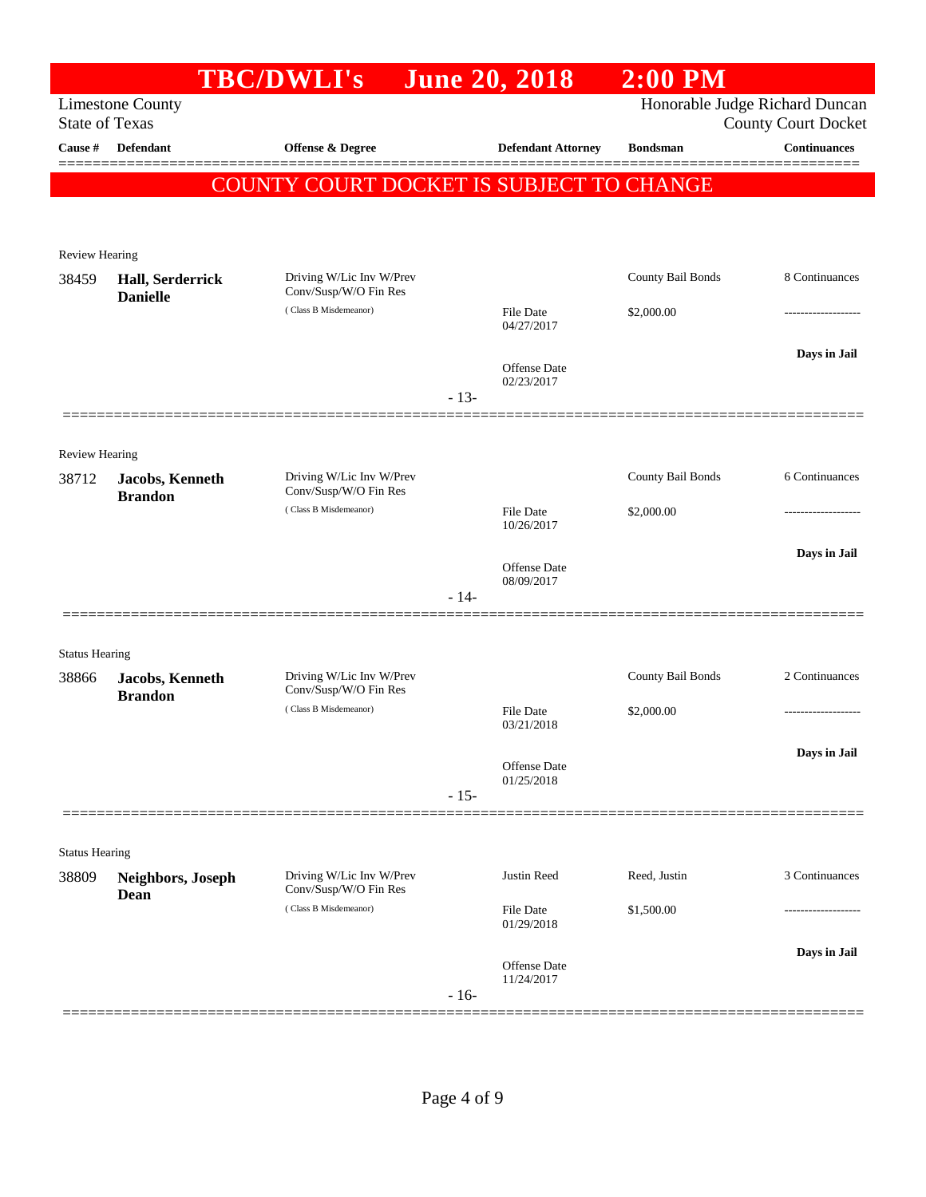# TBC/DWLI's June 20, 2018 2:00 PM

Limestone County
State of Texas

Honorable Judge Richard Duncan
County Court Docket

**COUNTY COURT DOCKET IS SUBJECT TO CHANGE**

| Cause # | Defendant | Offense & Degree | Defendant Attorney | Bondsman | Continuances |
|---|---|---|---|---|---|
| **Review Hearing** | | | | | |
| 38459 | **Hall, Serderrick Danielle** | Driving W/Lic Inv W/Prev Conv/Susp/W/O Fin Res (Class B Misdemeanor) | File Date 04/27/2017; Offense Date 02/23/2017 | County Bail Bonds $2,000.00 | 8 Continuances; Days in Jail |
| | | | - 13- | | |
| **Review Hearing** | | | | | |
| 38712 | **Jacobs, Kenneth Brandon** | Driving W/Lic Inv W/Prev Conv/Susp/W/O Fin Res (Class B Misdemeanor) | File Date 10/26/2017; Offense Date 08/09/2017 | County Bail Bonds $2,000.00 | 6 Continuances; Days in Jail |
| | | | - 14- | | |
| **Status Hearing** | | | | | |
| 38866 | **Jacobs, Kenneth Brandon** | Driving W/Lic Inv W/Prev Conv/Susp/W/O Fin Res (Class B Misdemeanor) | File Date 03/21/2018; Offense Date 01/25/2018 | County Bail Bonds $2,000.00 | 2 Continuances; Days in Jail |
| | | | - 15- | | |
| **Status Hearing** | | | | | |
| 38809 | **Neighbors, Joseph Dean** | Driving W/Lic Inv W/Prev Conv/Susp/W/O Fin Res (Class B Misdemeanor) | Justin Reed; File Date 01/29/2018; Offense Date 11/24/2017 | Reed, Justin $1,500.00 | 3 Continuances; Days in Jail |
| | | | - 16- | | |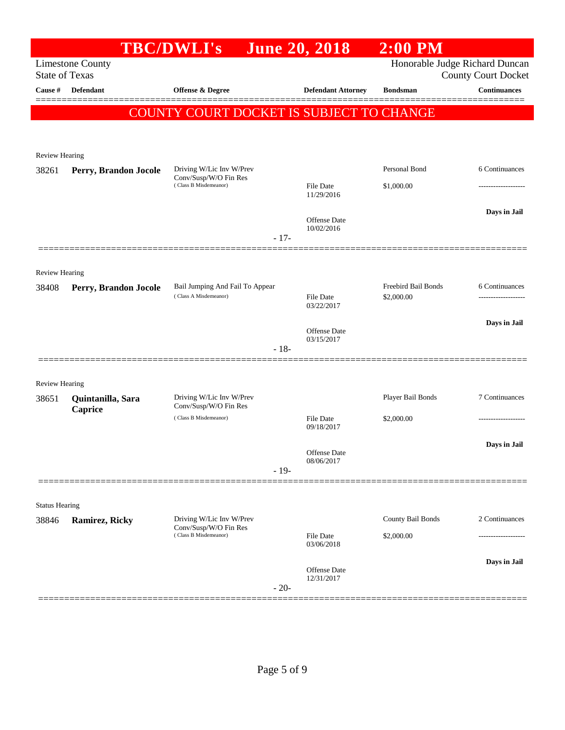# TBC/DWLI's June 20, 2018 2:00 PM

Limestone County
State of Texas

Honorable Judge Richard Duncan
County Court Docket

| Cause # | Defendant | Offense & Degree | Defendant Attorney | Bondsman | Continuances |
|---|---|---|---|---|---|

**COUNTY COURT DOCKET IS SUBJECT TO CHANGE**

Review Hearing

| Cause # | Defendant | Offense & Degree | Defendant Attorney | Bondsman | Continuances |
|---|---|---|---|---|---|
| 38261 | **Perry, Brandon Jocole** | Driving W/Lic Inv W/Prev Conv/Susp/W/O Fin Res (Class B Misdemeanor) | File Date 11/29/2016<br>Offense Date 10/02/2016 | Personal Bond<br>$1,000.00 | 6 Continuances<br>-------------------<br>**Days in Jail** |

- 17-

Review Hearing

| Cause # | Defendant | Offense & Degree | Defendant Attorney | Bondsman | Continuances |
|---|---|---|---|---|---|
| 38408 | **Perry, Brandon Jocole** | Bail Jumping And Fail To Appear (Class A Misdemeanor) | File Date 03/22/2017<br>Offense Date 03/15/2017 | Freebird Bail Bonds<br>$2,000.00 | 6 Continuances<br>-------------------<br>**Days in Jail** |

- 18-

Review Hearing

| Cause # | Defendant | Offense & Degree | Defendant Attorney | Bondsman | Continuances |
|---|---|---|---|---|---|
| 38651 | **Quintanilla, Sara Caprice** | Driving W/Lic Inv W/Prev Conv/Susp/W/O Fin Res (Class B Misdemeanor) | File Date 09/18/2017<br>Offense Date 08/06/2017 | Player Bail Bonds<br>$2,000.00 | 7 Continuances<br>-------------------<br>**Days in Jail** |

- 19-

Status Hearing

| Cause # | Defendant | Offense & Degree | Defendant Attorney | Bondsman | Continuances |
|---|---|---|---|---|---|
| 38846 | **Ramirez, Ricky** | Driving W/Lic Inv W/Prev Conv/Susp/W/O Fin Res (Class B Misdemeanor) | File Date 03/06/2018<br>Offense Date 12/31/2017 | County Bail Bonds<br>$2,000.00 | 2 Continuances<br>-------------------<br>**Days in Jail** |

- 20-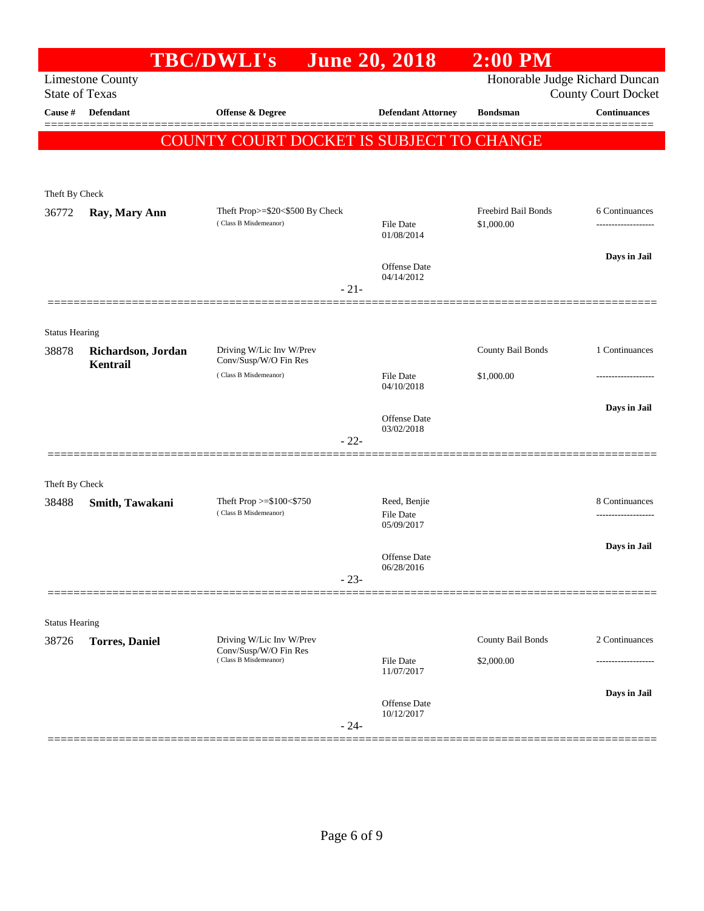# TBC/DWLI's June 20, 2018 2:00 PM

Limestone County
State of Texas

Honorable Judge Richard Duncan
County Court Docket

| Cause # | Defendant | Offense & Degree | Defendant Attorney | Bondsman | Continuances |
|---|---|---|---|---|---|

**COUNTY COURT DOCKET IS SUBJECT TO CHANGE**

Theft By Check

| Cause # | Defendant | Offense & Degree | Defendant Attorney | Bondsman | Continuances |
|---|---|---|---|---|---|
| 36772 | **Ray, Mary Ann** | Theft Prop>=$20<$500 By Check (Class B Misdemeanor) | File Date 01/08/2014; Offense Date 04/14/2012 | Freebird Bail Bonds $1,000.00 | 6 Continuances; Days in Jail |

- 21-

Status Hearing

| Cause # | Defendant | Offense & Degree | Defendant Attorney | Bondsman | Continuances |
|---|---|---|---|---|---|
| 38878 | **Richardson, Jordan Kentrail** | Driving W/Lic Inv W/Prev Conv/Susp/W/O Fin Res (Class B Misdemeanor) | File Date 04/10/2018; Offense Date 03/02/2018 | County Bail Bonds $1,000.00 | 1 Continuances; Days in Jail |

- 22-

Theft By Check

| Cause # | Defendant | Offense & Degree | Defendant Attorney | Bondsman | Continuances |
|---|---|---|---|---|---|
| 38488 | **Smith, Tawakani** | Theft Prop >=$100<$750 (Class B Misdemeanor) | Reed, Benjie; File Date 05/09/2017; Offense Date 06/28/2016 | | 8 Continuances; Days in Jail |

- 23-

Status Hearing

| Cause # | Defendant | Offense & Degree | Defendant Attorney | Bondsman | Continuances |
|---|---|---|---|---|---|
| 38726 | **Torres, Daniel** | Driving W/Lic Inv W/Prev Conv/Susp/W/O Fin Res (Class B Misdemeanor) | File Date 11/07/2017; Offense Date 10/12/2017 | County Bail Bonds $2,000.00 | 2 Continuances; Days in Jail |

- 24-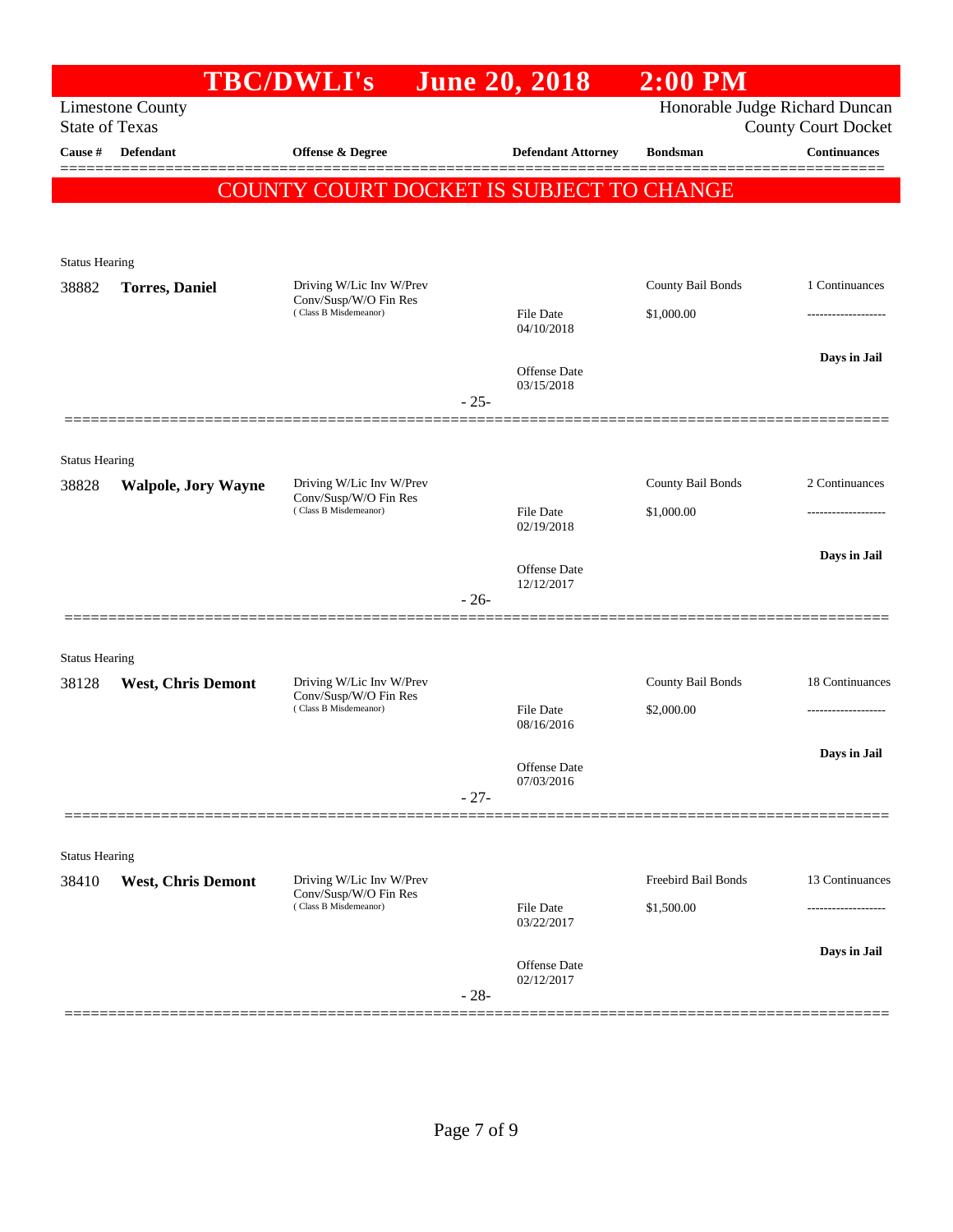# TBC/DWLI's June 20, 2018 2:00 PM

Limestone County
State of Texas

Honorable Judge Richard Duncan
County Court Docket

| Cause # | Defendant | Offense & Degree | Defendant Attorney | Bondsman | Continuances |
|---|---|---|---|---|---|

**COUNTY COURT DOCKET IS SUBJECT TO CHANGE**

Status Hearing

| Cause # | Defendant | Offense & Degree | Defendant Attorney | Bondsman | Continuances |
|---|---|---|---|---|---|
| 38882 | **Torres, Daniel** | Driving W/Lic Inv W/Prev Conv/Susp/W/O Fin Res (Class B Misdemeanor) | File Date 04/10/2018; Offense Date 03/15/2018 | County Bail Bonds $1,000.00 | 1 Continuances; Days in Jail |

-25-

Status Hearing

| Cause # | Defendant | Offense & Degree | Defendant Attorney | Bondsman | Continuances |
|---|---|---|---|---|---|
| 38828 | **Walpole, Jory Wayne** | Driving W/Lic Inv W/Prev Conv/Susp/W/O Fin Res (Class B Misdemeanor) | File Date 02/19/2018; Offense Date 12/12/2017 | County Bail Bonds $1,000.00 | 2 Continuances; Days in Jail |

-26-

Status Hearing

| Cause # | Defendant | Offense & Degree | Defendant Attorney | Bondsman | Continuances |
|---|---|---|---|---|---|
| 38128 | **West, Chris Demont** | Driving W/Lic Inv W/Prev Conv/Susp/W/O Fin Res (Class B Misdemeanor) | File Date 08/16/2016; Offense Date 07/03/2016 | County Bail Bonds $2,000.00 | 18 Continuances; Days in Jail |

-27-

Status Hearing

| Cause # | Defendant | Offense & Degree | Defendant Attorney | Bondsman | Continuances |
|---|---|---|---|---|---|
| 38410 | **West, Chris Demont** | Driving W/Lic Inv W/Prev Conv/Susp/W/O Fin Res (Class B Misdemeanor) | File Date 03/22/2017; Offense Date 02/12/2017 | Freebird Bail Bonds $1,500.00 | 13 Continuances; Days in Jail |

-28-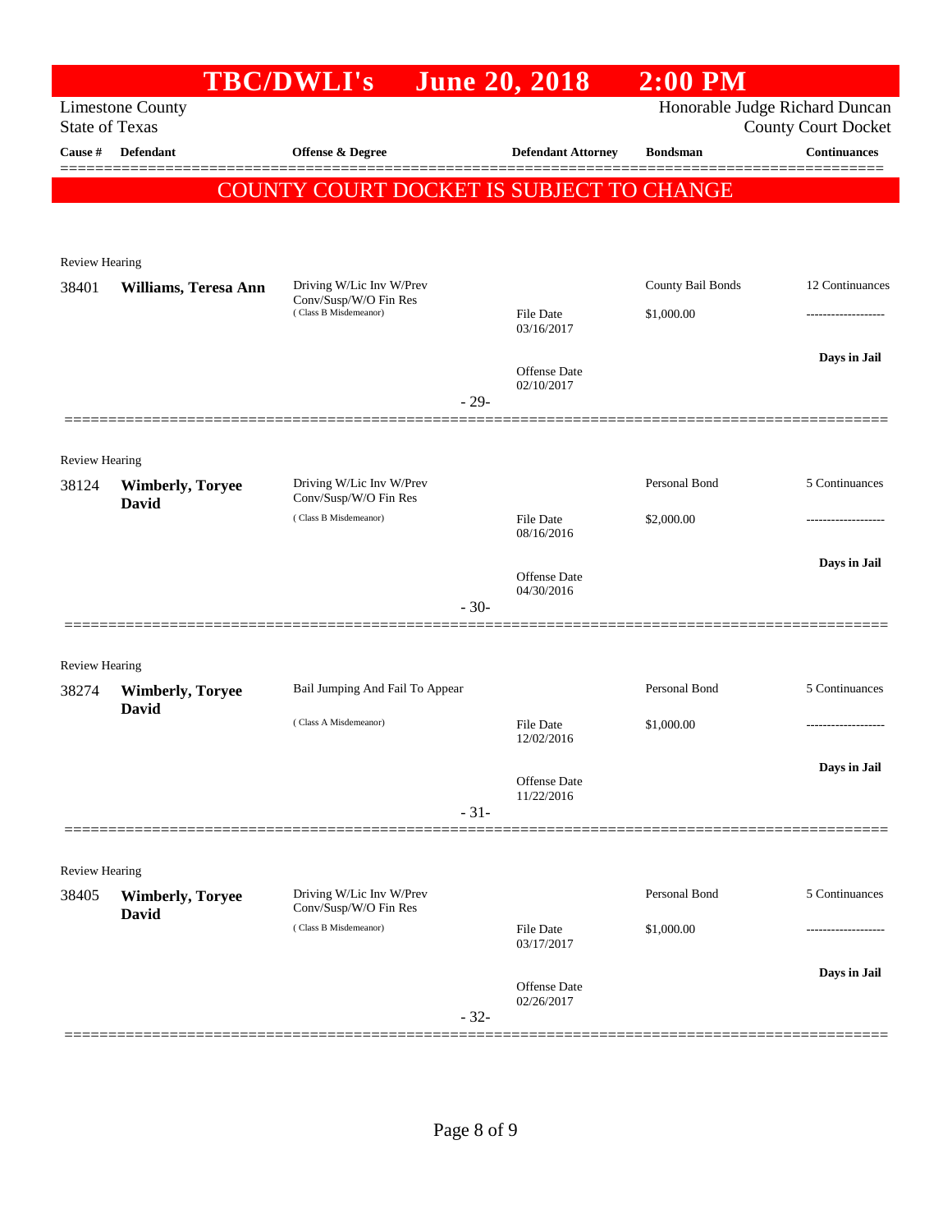# TBC/DWLI's June 20, 2018 2:00 PM

Limestone County
State of Texas

Honorable Judge Richard Duncan
County Court Docket

| Cause # | Defendant | Offense & Degree | Defendant Attorney | Bondsman | Continuances |
|---|---|---|---|---|---|

**COUNTY COURT DOCKET IS SUBJECT TO CHANGE**

Review Hearing

| Cause # | Defendant | Offense & Degree | Defendant Attorney | Bondsman | Continuances |
|---|---|---|---|---|---|
| 38401 | **Williams, Teresa Ann** | Driving W/Lic Inv W/Prev Conv/Susp/W/O Fin Res (Class B Misdemeanor) | File Date 03/16/2017<br>Offense Date 02/10/2017 | County Bail Bonds<br>$1,000.00 | 12 Continuances<br>-------------------<br>**Days in Jail** |

- 29-

Review Hearing

| Cause # | Defendant | Offense & Degree | Defendant Attorney | Bondsman | Continuances |
|---|---|---|---|---|---|
| 38124 | **Wimberly, Toryee David** | Driving W/Lic Inv W/Prev Conv/Susp/W/O Fin Res (Class B Misdemeanor) | File Date 08/16/2016<br>Offense Date 04/30/2016 | Personal Bond<br>$2,000.00 | 5 Continuances<br>-------------------<br>**Days in Jail** |

- 30-

Review Hearing

| Cause # | Defendant | Offense & Degree | Defendant Attorney | Bondsman | Continuances |
|---|---|---|---|---|---|
| 38274 | **Wimberly, Toryee David** | Bail Jumping And Fail To Appear (Class A Misdemeanor) | File Date 12/02/2016<br>Offense Date 11/22/2016 | Personal Bond<br>$1,000.00 | 5 Continuances<br>-------------------<br>**Days in Jail** |

- 31-

Review Hearing

| Cause # | Defendant | Offense & Degree | Defendant Attorney | Bondsman | Continuances |
|---|---|---|---|---|---|
| 38405 | **Wimberly, Toryee David** | Driving W/Lic Inv W/Prev Conv/Susp/W/O Fin Res (Class B Misdemeanor) | File Date 03/17/2017<br>Offense Date 02/26/2017 | Personal Bond<br>$1,000.00 | 5 Continuances<br>-------------------<br>**Days in Jail** |

- 32-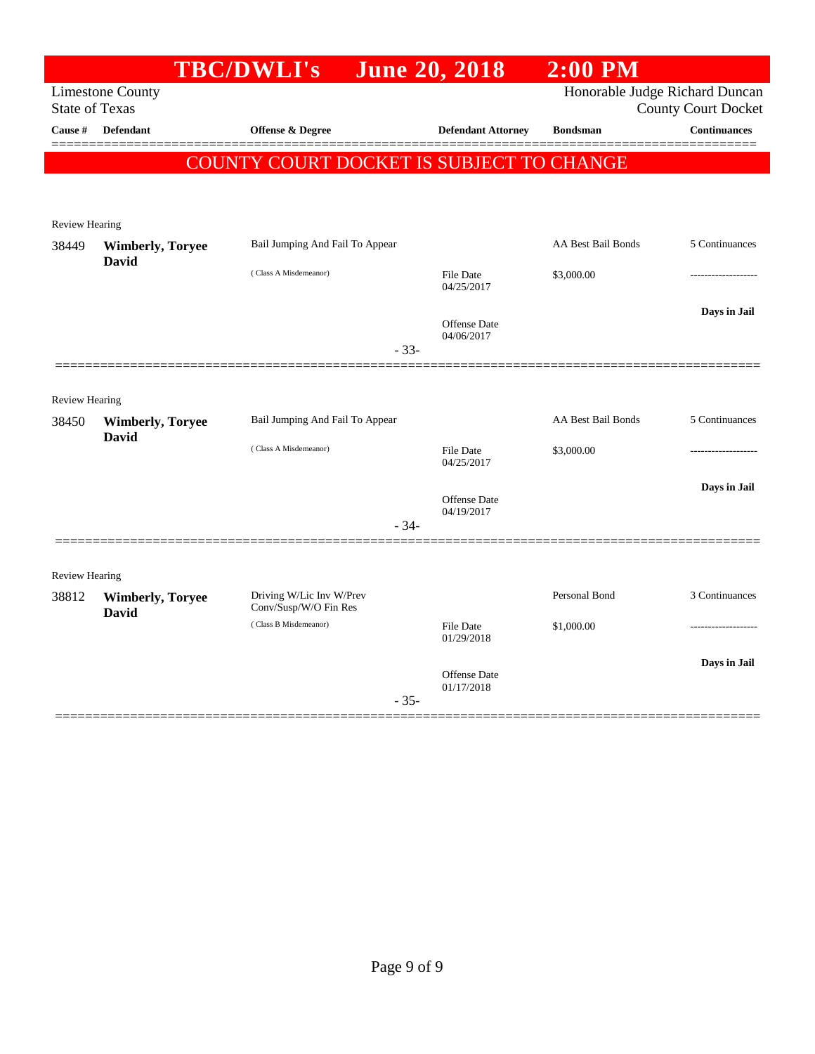# TBC/DWLI's June 20, 2018 2:00 PM

Limestone County
State of Texas

Honorable Judge Richard Duncan
County Court Docket

| Cause # | Defendant | Offense & Degree | Defendant Attorney | Bondsman | Continuances |
|---|---|---|---|---|---|

**COUNTY COURT DOCKET IS SUBJECT TO CHANGE**

Review Hearing

| Cause # | Defendant | Offense & Degree | Defendant Attorney | Bondsman | Continuances |
|---|---|---|---|---|---|
| 38449 | **Wimberly, Toryee David** | Bail Jumping And Fail To Appear ( Class A Misdemeanor) | File Date 04/25/2017<br>Offense Date 04/06/2017 | AA Best Bail Bonds<br>$3,000.00 | 5 Continuances<br>-------------------<br>**Days in Jail** |

- 33-

Review Hearing

| Cause # | Defendant | Offense & Degree | Defendant Attorney | Bondsman | Continuances |
|---|---|---|---|---|---|
| 38450 | **Wimberly, Toryee David** | Bail Jumping And Fail To Appear ( Class A Misdemeanor) | File Date 04/25/2017<br>Offense Date 04/19/2017 | AA Best Bail Bonds<br>$3,000.00 | 5 Continuances<br>-------------------<br>**Days in Jail** |

- 34-

Review Hearing

| Cause # | Defendant | Offense & Degree | Defendant Attorney | Bondsman | Continuances |
|---|---|---|---|---|---|
| 38812 | **Wimberly, Toryee David** | Driving W/Lic Inv W/Prev Conv/Susp/W/O Fin Res ( Class B Misdemeanor) | File Date 01/29/2018<br>Offense Date 01/17/2018 | Personal Bond<br>$1,000.00 | 3 Continuances<br>-------------------<br>**Days in Jail** |

- 35-